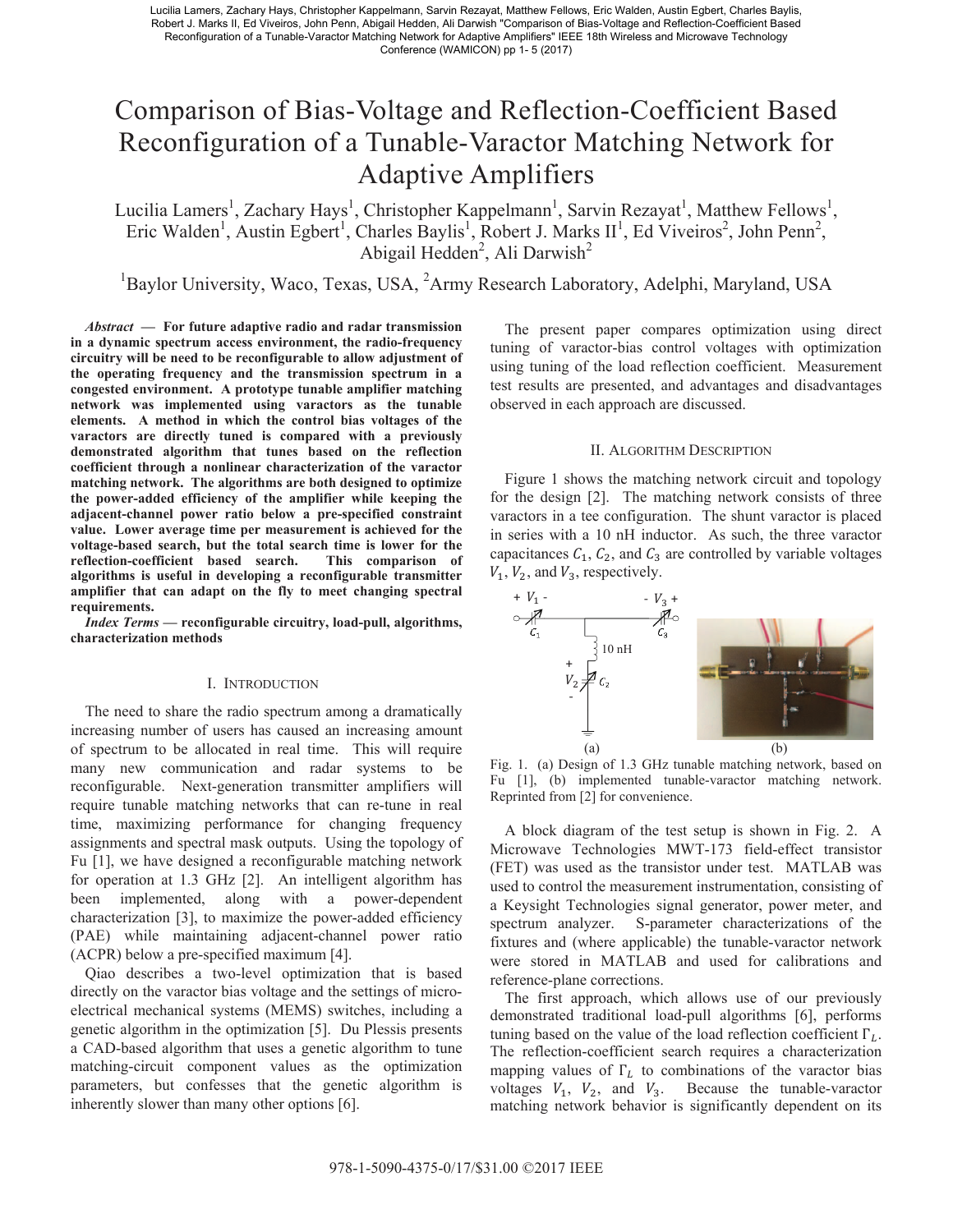Lucilia Lamers, Zachary Hays, Christopher Kappelmann, Sarvin Rezayat, Matthew Fellows, Eric Walden, Austin Egbert, Charles Baylis, Robert J. Marks II, Ed Viveiros, John Penn, Abigail Hedden, Ali Darwish "Comparison of Bias-Voltage and Reflection-Coefficient Based Reconfiguration of a Tunable-Varactor Matching Network for Adaptive Amplifiers" IEEE 18th Wireless and Microwave Technology Conference (WAMICON) pp 1- 5 (2017)

# Comparison of Bias-Voltage and Reflection-Coefficient Based Reconfiguration of a Tunable-Varactor Matching Network for Adaptive Amplifiers

Lucilia Lamers[1], Zachary Hays[1], Christopher Kappelmann[1], Sarvin Rezayat[1], Matthew Fellows[1], Eric Walden[1], Austin Egbert[1], Charles Baylis[1], Robert J. Marks II[1], Ed Viveiros[2], John Penn[2], Abigail Hedden[2], Ali Darwish[2]

[1]Baylor University, Waco, Texas, USA, [2]Army Research Laboratory, Adelphi, Maryland, USA

***Abstract* — For future adaptive radio and radar transmission in a dynamic spectrum access environment, the radio-frequency circuitry will be need to be reconfigurable to allow adjustment of the operating frequency and the transmission spectrum in a congested environment. A prototype tunable amplifier matching network was implemented using varactors as the tunable elements. A method in which the control bias voltages of the varactors are directly tuned is compared with a previously demonstrated algorithm that tunes based on the reflection coefficient through a nonlinear characterization of the varactor matching network. The algorithms are both designed to optimize the power-added efficiency of the amplifier while keeping the adjacent-channel power ratio below a pre-specified constraint value. Lower average time per measurement is achieved for the voltage-based search, but the total search time is lower for the reflection-coefficient based search. This comparison of algorithms is useful in developing a reconfigurable transmitter amplifier that can adapt on the fly to meet changing spectral requirements.**

***Index Terms* — reconfigurable circuitry, load-pull, algorithms, characterization methods**

## I. Introduction

The need to share the radio spectrum among a dramatically increasing number of users has caused an increasing amount of spectrum to be allocated in real time. This will require many new communication and radar systems to be reconfigurable. Next-generation transmitter amplifiers will require tunable matching networks that can re-tune in real time, maximizing performance for changing frequency assignments and spectral mask outputs. Using the topology of Fu [1], we have designed a reconfigurable matching network for operation at 1.3 GHz [2]. An intelligent algorithm has been implemented, along with a power-dependent characterization [3], to maximize the power-added efficiency (PAE) while maintaining adjacent-channel power ratio (ACPR) below a pre-specified maximum [4].

Qiao describes a two-level optimization that is based directly on the varactor bias voltage and the settings of micro-electrical mechanical systems (MEMS) switches, including a genetic algorithm in the optimization [5]. Du Plessis presents a CAD-based algorithm that uses a genetic algorithm to tune matching-circuit component values as the optimization parameters, but confesses that the genetic algorithm is inherently slower than many other options [6].

The present paper compares optimization using direct tuning of varactor-bias control voltages with optimization using tuning of the load reflection coefficient. Measurement test results are presented, and advantages and disadvantages observed in each approach are discussed.

## II. Algorithm Description

Figure 1 shows the matching network circuit and topology for the design [2]. The matching network consists of three varactors in a tee configuration. The shunt varactor is placed in series with a 10 nH inductor. As such, the three varactor capacitances $C_1$, $C_2$, and $C_3$ are controlled by variable voltages $V_1$, $V_2$, and $V_3$, respectively.

Fig. 1. (a) Design of 1.3 GHz tunable matching network, based on Fu [1], (b) implemented tunable-varactor matching network. Reprinted from [2] for convenience.

A block diagram of the test setup is shown in Fig. 2. A Microwave Technologies MWT-173 field-effect transistor (FET) was used as the transistor under test. MATLAB was used to control the measurement instrumentation, consisting of a Keysight Technologies signal generator, power meter, and spectrum analyzer. S-parameter characterizations of the fixtures and (where applicable) the tunable-varactor network were stored in MATLAB and used for calibrations and reference-plane corrections.

The first approach, which allows use of our previously demonstrated traditional load-pull algorithms [6], performs tuning based on the value of the load reflection coefficient $\Gamma_L$. The reflection-coefficient search requires a characterization mapping values of $\Gamma_L$ to combinations of the varactor bias voltages $V_1$, $V_2$, and $V_3$. Because the tunable-varactor matching network behavior is significantly dependent on its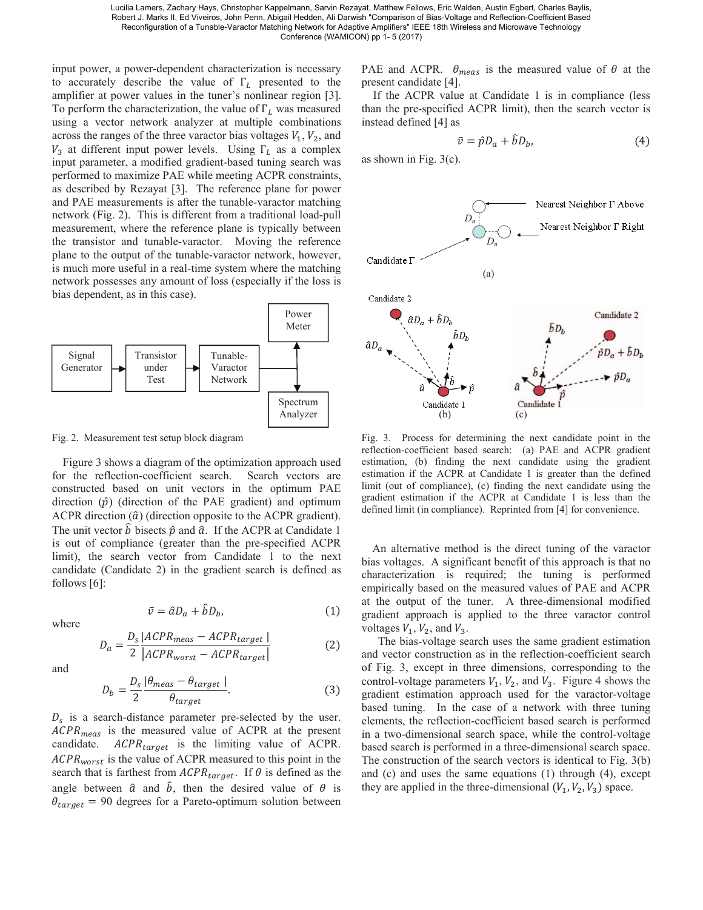input power, a power-dependent characterization is necessary to accurately describe the value of $\Gamma_L$ presented to the amplifier at power values in the tuner's nonlinear region [3]. To perform the characterization, the value of $\Gamma_L$ was measured using a vector network analyzer at multiple combinations across the ranges of the three varactor bias voltages $V_1, V_2$, and $V_3$ at different input power levels. Using $\Gamma_L$ as a complex input parameter, a modified gradient-based tuning search was performed to maximize PAE while meeting ACPR constraints, as described by Rezayat [3]. The reference plane for power and PAE measurements is after the tunable-varactor matching network (Fig. 2). This is different from a traditional load-pull measurement, where the reference plane is typically between the transistor and tunable-varactor. Moving the reference plane to the output of the tunable-varactor network, however, is much more useful in a real-time system where the matching network possesses any amount of loss (especially if the loss is bias dependent, as in this case).

Fig. 2. Measurement test setup block diagram

Figure 3 shows a diagram of the optimization approach used for the reflection-coefficient search. Search vectors are constructed based on unit vectors in the optimum PAE direction ($\hat{p}$) (direction of the PAE gradient) and optimum ACPR direction ($\hat{a}$) (direction opposite to the ACPR gradient). The unit vector $\hat{b}$ bisects $\hat{p}$ and $\hat{a}$. If the ACPR at Candidate 1 is out of compliance (greater than the pre-specified ACPR limit), the search vector from Candidate 1 to the next candidate (Candidate 2) in the gradient search is defined as follows [6]:

$$\bar{v} = \hat{a}D_a + \hat{b}D_b, \tag{1}$$

where

$$D_a = \frac{D_s}{2}\frac{|ACPR_{meas} - ACPR_{target}|}{|ACPR_{worst} - ACPR_{target}|} \tag{2}$$

and

$$D_b = \frac{D_s}{2}\frac{|\theta_{meas} - \theta_{target}|}{\theta_{target}}. \tag{3}$$

$D_s$ is a search-distance parameter pre-selected by the user. $ACPR_{meas}$ is the measured value of ACPR at the present candidate. $ACPR_{target}$ is the limiting value of ACPR. $ACPR_{worst}$ is the value of ACPR measured to this point in the search that is farthest from $ACPR_{target}$. If $\theta$ is defined as the angle between $\hat{a}$ and $\hat{b}$, then the desired value of $\theta$ is $\theta_{target} = 90$ degrees for a Pareto-optimum solution between PAE and ACPR. $\theta_{meas}$ is the measured value of $\theta$ at the present candidate [4].

If the ACPR value at Candidate 1 is in compliance (less than the pre-specified ACPR limit), then the search vector is instead defined [4] as

$$\bar{v} = \hat{p}D_a + \hat{b}D_b, \tag{4}$$

as shown in Fig. 3(c).

Fig. 3. Process for determining the next candidate point in the reflection-coefficient based search: (a) PAE and ACPR gradient estimation, (b) finding the next candidate using the gradient estimation if the ACPR at Candidate 1 is greater than the defined limit (out of compliance), (c) finding the next candidate using the gradient estimation if the ACPR at Candidate 1 is less than the defined limit (in compliance). Reprinted from [4] for convenience.

An alternative method is the direct tuning of the varactor bias voltages. A significant benefit of this approach is that no characterization is required; the tuning is performed empirically based on the measured values of PAE and ACPR at the output of the tuner. A three-dimensional modified gradient approach is applied to the three varactor control voltages $V_1, V_2$, and $V_3$.

The bias-voltage search uses the same gradient estimation and vector construction as in the reflection-coefficient search of Fig. 3, except in three dimensions, corresponding to the control-voltage parameters $V_1, V_2$, and $V_3$. Figure 4 shows the gradient estimation approach used for the varactor-voltage based tuning. In the case of a network with three tuning elements, the reflection-coefficient based search is performed in a two-dimensional search space, while the control-voltage based search is performed in a three-dimensional search space. The construction of the search vectors is identical to Fig. 3(b) and (c) and uses the same equations (1) through (4), except they are applied in the three-dimensional $(V_1, V_2, V_3)$ space.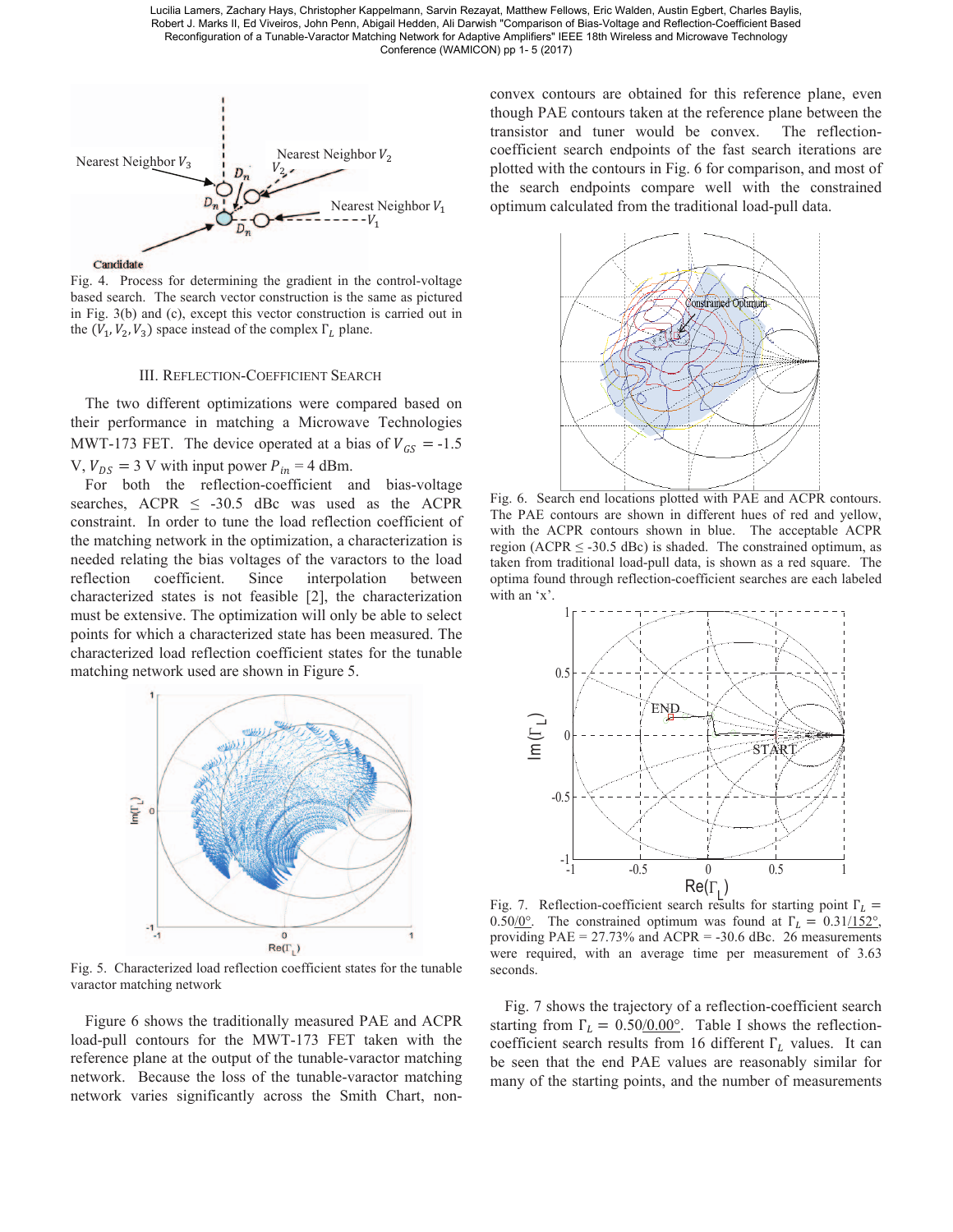Fig. 4. Process for determining the gradient in the control-voltage based search. The search vector construction is the same as pictured in Fig. 3(b) and (c), except this vector construction is carried out in the $(V_1, V_2, V_3)$ space instead of the complex $\Gamma_L$ plane.

## III. Reflection-Coefficient Search

The two different optimizations were compared based on their performance in matching a Microwave Technologies MWT-173 FET. The device operated at a bias of $V_{GS}$ = -1.5 V, $V_{DS}$ = 3 V with input power $P_{in}$ = 4 dBm.

For both the reflection-coefficient and bias-voltage searches, ACPR ≤ -30.5 dBc was used as the ACPR constraint. In order to tune the load reflection coefficient of the matching network in the optimization, a characterization is needed relating the bias voltages of the varactors to the load reflection coefficient. Since interpolation between characterized states is not feasible [2], the characterization must be extensive. The optimization will only be able to select points for which a characterized state has been measured. The characterized load reflection coefficient states for the tunable matching network used are shown in Figure 5.

Fig. 5. Characterized load reflection coefficient states for the tunable varactor matching network

Figure 6 shows the traditionally measured PAE and ACPR load-pull contours for the MWT-173 FET taken with the reference plane at the output of the tunable-varactor matching network. Because the loss of the tunable-varactor matching network varies significantly across the Smith Chart, non-convex contours are obtained for this reference plane, even though PAE contours taken at the reference plane between the transistor and tuner would be convex. The reflection-coefficient search endpoints of the fast search iterations are plotted with the contours in Fig. 6 for comparison, and most of the search endpoints compare well with the constrained optimum calculated from the traditional load-pull data.

Fig. 6. Search end locations plotted with PAE and ACPR contours. The PAE contours are shown in different hues of red and yellow, with the ACPR contours shown in blue. The acceptable ACPR region (ACPR ≤ -30.5 dBc) is shaded. The constrained optimum, as taken from traditional load-pull data, is shown as a red square. The optima found through reflection-coefficient searches are each labeled with an 'x'.

Fig. 7. Reflection-coefficient search results for starting point $\Gamma_L = 0.50\angle 0°$. The constrained optimum was found at $\Gamma_L = 0.31\angle 152°$, providing PAE = 27.73% and ACPR = -30.6 dBc. 26 measurements were required, with an average time per measurement of 3.63 seconds.

Fig. 7 shows the trajectory of a reflection-coefficient search starting from $\Gamma_L = 0.50\angle 0.00°$. Table I shows the reflection-coefficient search results from 16 different $\Gamma_L$ values. It can be seen that the end PAE values are reasonably similar for many of the starting points, and the number of measurements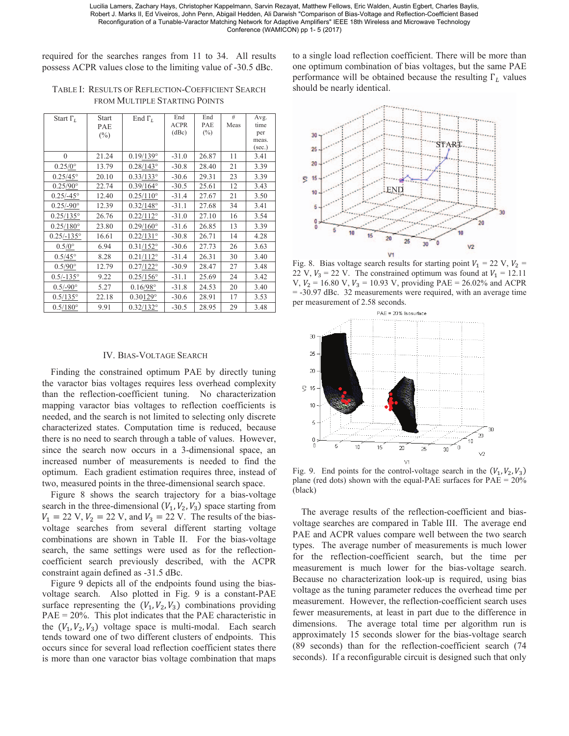required for the searches ranges from 11 to 34. All results possess ACPR values close to the limiting value of -30.5 dBc.

TABLE I: RESULTS OF REFLECTION-COEFFICIENT SEARCH FROM MULTIPLE STARTING POINTS

| Start $\Gamma_L$ | Start PAE (%) | End $\Gamma_L$ | End ACPR (dBc) | End PAE (%) | # Meas | Avg. time per meas. (sec.) |
|---|---|---|---|---|---|---|
| 0 | 21.24 | 0.19/139° | -31.0 | 26.87 | 11 | 3.41 |
| 0.25/0° | 13.79 | 0.28/143° | -30.8 | 28.40 | 21 | 3.39 |
| 0.25/45° | 20.10 | 0.33/133° | -30.6 | 29.31 | 23 | 3.39 |
| 0.25/90° | 22.74 | 0.39/164° | -30.5 | 25.61 | 12 | 3.43 |
| 0.25/-45° | 12.40 | 0.25/110° | -31.4 | 27.67 | 21 | 3.50 |
| 0.25/-90° | 12.39 | 0.32/148° | -31.1 | 27.68 | 34 | 3.41 |
| 0.25/135° | 26.76 | 0.22/112° | -31.0 | 27.10 | 16 | 3.54 |
| 0.25/180° | 23.80 | 0.29/160° | -31.6 | 26.85 | 13 | 3.39 |
| 0.25/-135° | 16.61 | 0.22/131° | -30.8 | 26.71 | 14 | 4.28 |
| 0.5/0° | 6.94 | 0.31/152° | -30.6 | 27.73 | 26 | 3.63 |
| 0.5/45° | 8.28 | 0.21/112° | -31.4 | 26.31 | 30 | 3.40 |
| 0.5/90° | 12.79 | 0.27/122° | -30.9 | 28.47 | 27 | 3.48 |
| 0.5/-135° | 9.22 | 0.25/156° | -31.1 | 25.69 | 24 | 3.42 |
| 0.5/-90° | 5.27 | 0.16/98° | -31.8 | 24.53 | 20 | 3.40 |
| 0.5/135° | 22.18 | 0.30129° | -30.6 | 28.91 | 17 | 3.53 |
| 0.5/180° | 9.91 | 0.32/132° | -30.5 | 28.95 | 29 | 3.48 |

## IV. BIAS-VOLTAGE SEARCH

Finding the constrained optimum PAE by directly tuning the varactor bias voltages requires less overhead complexity than the reflection-coefficient tuning. No characterization mapping varactor bias voltages to reflection coefficients is needed, and the search is not limited to selecting only discrete characterized states. Computation time is reduced, because there is no need to search through a table of values. However, since the search now occurs in a 3-dimensional space, an increased number of measurements is needed to find the optimum. Each gradient estimation requires three, instead of two, measured points in the three-dimensional search space.

Figure 8 shows the search trajectory for a bias-voltage search in the three-dimensional $(V_1, V_2, V_3)$ space starting from $V_1 = 22$ V, $V_2 = 22$ V, and $V_3 = 22$ V. The results of the bias-voltage searches from several different starting voltage combinations are shown in Table II. For the bias-voltage search, the same settings were used as for the reflection-coefficient search previously described, with the ACPR constraint again defined as -31.5 dBc.

Figure 9 depicts all of the endpoints found using the bias-voltage search. Also plotted in Fig. 9 is a constant-PAE surface representing the $(V_1, V_2, V_3)$ combinations providing PAE = 20%. This plot indicates that the PAE characteristic in the $(V_1, V_2, V_3)$ voltage space is multi-modal. Each search tends toward one of two different clusters of endpoints. This occurs since for several load reflection coefficient states there is more than one varactor bias voltage combination that maps to a single load reflection coefficient. There will be more than one optimum combination of bias voltages, but the same PAE performance will be obtained because the resulting $\Gamma_L$ values should be nearly identical.

Fig. 8. Bias voltage search results for starting point $V_1 = 22$ V, $V_2 = 22$ V, $V_3 = 22$ V. The constrained optimum was found at $V_1 = 12.11$ V, $V_2 = 16.80$ V, $V_3 = 10.93$ V, providing PAE = 26.02% and ACPR = -30.97 dBc. 32 measurements were required, with an average time per measurement of 2.58 seconds.

Fig. 9. End points for the control-voltage search in the $(V_1, V_2, V_3)$ plane (red dots) shown with the equal-PAE surfaces for PAE = 20% (black)

The average results of the reflection-coefficient and bias-voltage searches are compared in Table III. The average end PAE and ACPR values compare well between the two search types. The average number of measurements is much lower for the reflection-coefficient search, but the time per measurement is much lower for the bias-voltage search. Because no characterization look-up is required, using bias voltage as the tuning parameter reduces the overhead time per measurement. However, the reflection-coefficient search uses fewer measurements, at least in part due to the difference in dimensions. The average total time per algorithm run is approximately 15 seconds slower for the bias-voltage search (89 seconds) than for the reflection-coefficient search (74 seconds). If a reconfigurable circuit is designed such that only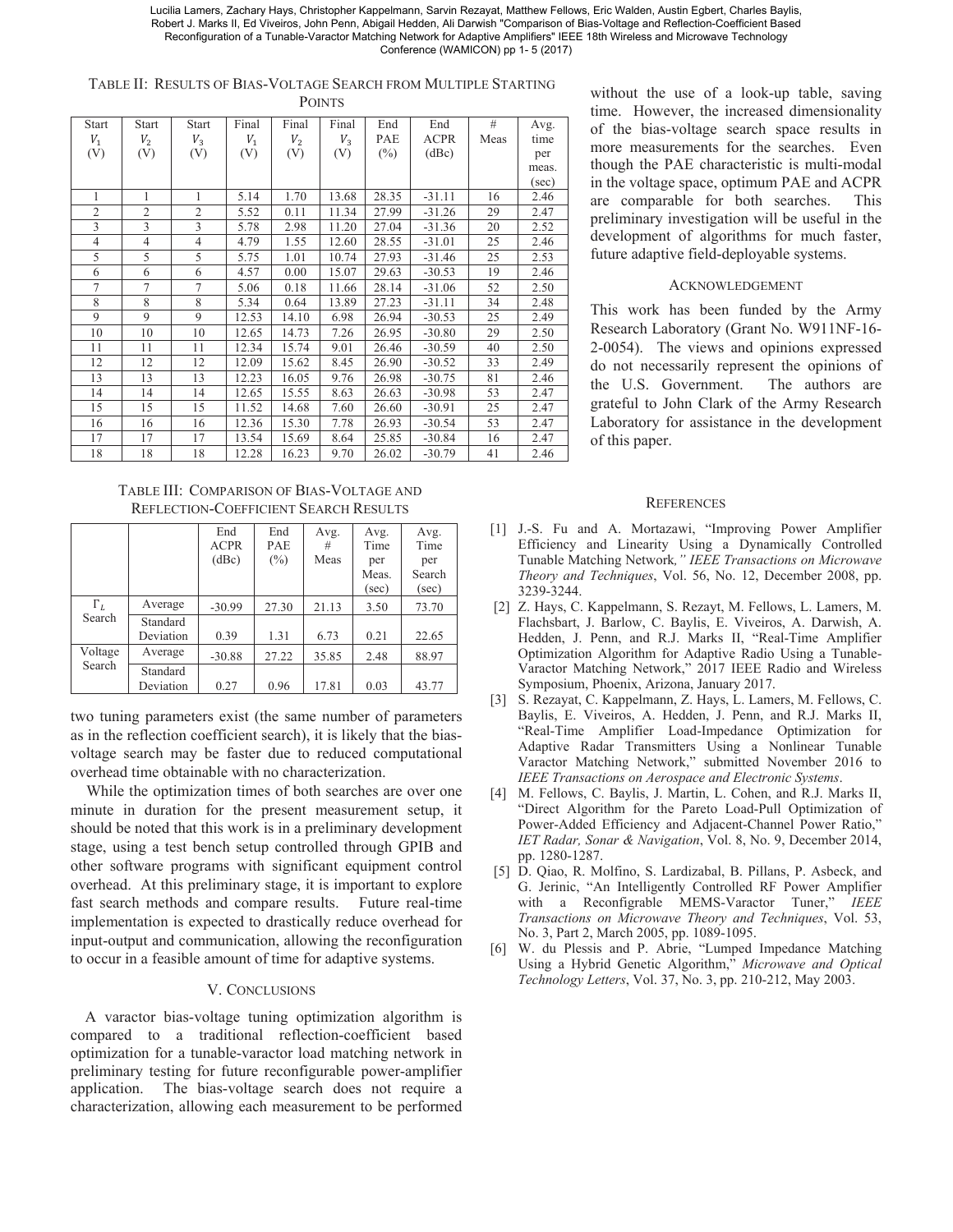TABLE II: RESULTS OF BIAS-VOLTAGE SEARCH FROM MULTIPLE STARTING POINTS

| Start $V_1$ (V) | Start $V_2$ (V) | Start $V_3$ (V) | Final $V_1$ (V) | Final $V_2$ (V) | Final $V_3$ (V) | End PAE (%) | End ACPR (dBc) | # Meas | Avg. time per meas. (sec) |
|---|---|---|---|---|---|---|---|---|---|
| 1 | 1 | 1 | 5.14 | 1.70 | 13.68 | 28.35 | -31.11 | 16 | 2.46 |
| 2 | 2 | 2 | 5.52 | 0.11 | 11.34 | 27.99 | -31.26 | 29 | 2.47 |
| 3 | 3 | 3 | 5.78 | 2.98 | 11.20 | 27.04 | -31.36 | 20 | 2.52 |
| 4 | 4 | 4 | 4.79 | 1.55 | 12.60 | 28.55 | -31.01 | 25 | 2.46 |
| 5 | 5 | 5 | 5.75 | 1.01 | 10.74 | 27.93 | -31.46 | 25 | 2.53 |
| 6 | 6 | 6 | 4.57 | 0.00 | 15.07 | 29.63 | -30.53 | 19 | 2.46 |
| 7 | 7 | 7 | 5.06 | 0.18 | 11.66 | 28.14 | -31.06 | 52 | 2.50 |
| 8 | 8 | 8 | 5.34 | 0.64 | 13.89 | 27.23 | -31.11 | 34 | 2.48 |
| 9 | 9 | 9 | 12.53 | 14.10 | 6.98 | 26.94 | -30.53 | 25 | 2.49 |
| 10 | 10 | 10 | 12.65 | 14.73 | 7.26 | 26.95 | -30.80 | 29 | 2.50 |
| 11 | 11 | 11 | 12.34 | 15.74 | 9.01 | 26.46 | -30.59 | 40 | 2.50 |
| 12 | 12 | 12 | 12.09 | 15.62 | 8.45 | 26.90 | -30.52 | 33 | 2.49 |
| 13 | 13 | 13 | 12.23 | 16.05 | 9.76 | 26.98 | -30.75 | 81 | 2.46 |
| 14 | 14 | 14 | 12.65 | 15.55 | 8.63 | 26.63 | -30.98 | 53 | 2.47 |
| 15 | 15 | 15 | 11.52 | 14.68 | 7.60 | 26.60 | -30.91 | 25 | 2.47 |
| 16 | 16 | 16 | 12.36 | 15.30 | 7.78 | 26.93 | -30.54 | 53 | 2.47 |
| 17 | 17 | 17 | 13.54 | 15.69 | 8.64 | 25.85 | -30.84 | 16 | 2.47 |
| 18 | 18 | 18 | 12.28 | 16.23 | 9.70 | 26.02 | -30.79 | 41 | 2.46 |

TABLE III: COMPARISON OF BIAS-VOLTAGE AND REFLECTION-COEFFICIENT SEARCH RESULTS

| | | End ACPR (dBc) | End PAE (%) | Avg. # Meas | Avg. Time per Meas. (sec) | Avg. Time per Search (sec) |
|---|---|---|---|---|---|---|
| $\Gamma_L$ Search | Average | -30.99 | 27.30 | 21.13 | 3.50 | 73.70 |
| | Standard Deviation | 0.39 | 1.31 | 6.73 | 0.21 | 22.65 |
| Voltage Search | Average | -30.88 | 27.22 | 35.85 | 2.48 | 88.97 |
| | Standard Deviation | 0.27 | 0.96 | 17.81 | 0.03 | 43.77 |

two tuning parameters exist (the same number of parameters as in the reflection coefficient search), it is likely that the bias-voltage search may be faster due to reduced computational overhead time obtainable with no characterization.

While the optimization times of both searches are over one minute in duration for the present measurement setup, it should be noted that this work is in a preliminary development stage, using a test bench setup controlled through GPIB and other software programs with significant equipment control overhead. At this preliminary stage, it is important to explore fast search methods and compare results. Future real-time implementation is expected to drastically reduce overhead for input-output and communication, allowing the reconfiguration to occur in a feasible amount of time for adaptive systems.

## V. CONCLUSIONS

A varactor bias-voltage tuning optimization algorithm is compared to a traditional reflection-coefficient based optimization for a tunable-varactor load matching network in preliminary testing for future reconfigurable power-amplifier application. The bias-voltage search does not require a characterization, allowing each measurement to be performed without the use of a look-up table, saving time. However, the increased dimensionality of the bias-voltage search space results in more measurements for the searches. Even though the PAE characteristic is multi-modal in the voltage space, optimum PAE and ACPR are comparable for both searches. This preliminary investigation will be useful in the development of algorithms for much faster, future adaptive field-deployable systems.

## ACKNOWLEDGEMENT

This work has been funded by the Army Research Laboratory (Grant No. W911NF-16-2-0054). The views and opinions expressed do not necessarily represent the opinions of the U.S. Government. The authors are grateful to John Clark of the Army Research Laboratory for assistance in the development of this paper.

## REFERENCES

[1] J.-S. Fu and A. Mortazawi, "Improving Power Amplifier Efficiency and Linearity Using a Dynamically Controlled Tunable Matching Network*," IEEE Transactions on Microwave Theory and Techniques*, Vol. 56, No. 12, December 2008, pp. 3239-3244.

[2] Z. Hays, C. Kappelmann, S. Rezayt, M. Fellows, L. Lamers, M. Flachsbart, J. Barlow, C. Baylis, E. Viveiros, A. Darwish, A. Hedden, J. Penn, and R.J. Marks II, "Real-Time Amplifier Optimization Algorithm for Adaptive Radio Using a Tunable-Varactor Matching Network," 2017 IEEE Radio and Wireless Symposium, Phoenix, Arizona, January 2017.

[3] S. Rezayat, C. Kappelmann, Z. Hays, L. Lamers, M. Fellows, C. Baylis, E. Viveiros, A. Hedden, J. Penn, and R.J. Marks II, "Real-Time Amplifier Load-Impedance Optimization for Adaptive Radar Transmitters Using a Nonlinear Tunable Varactor Matching Network," submitted November 2016 to *IEEE Transactions on Aerospace and Electronic Systems*.

[4] M. Fellows, C. Baylis, J. Martin, L. Cohen, and R.J. Marks II, "Direct Algorithm for the Pareto Load-Pull Optimization of Power-Added Efficiency and Adjacent-Channel Power Ratio," *IET Radar, Sonar & Navigation*, Vol. 8, No. 9, December 2014, pp. 1280-1287.

[5] D. Qiao, R. Molfino, S. Lardizabal, B. Pillans, P. Asbeck, and G. Jerinic, "An Intelligently Controlled RF Power Amplifier with a Reconfigrable MEMS-Varactor Tuner," *IEEE Transactions on Microwave Theory and Techniques*, Vol. 53, No. 3, Part 2, March 2005, pp. 1089-1095.

[6] W. du Plessis and P. Abrie, "Lumped Impedance Matching Using a Hybrid Genetic Algorithm," *Microwave and Optical Technology Letters*, Vol. 37, No. 3, pp. 210-212, May 2003.